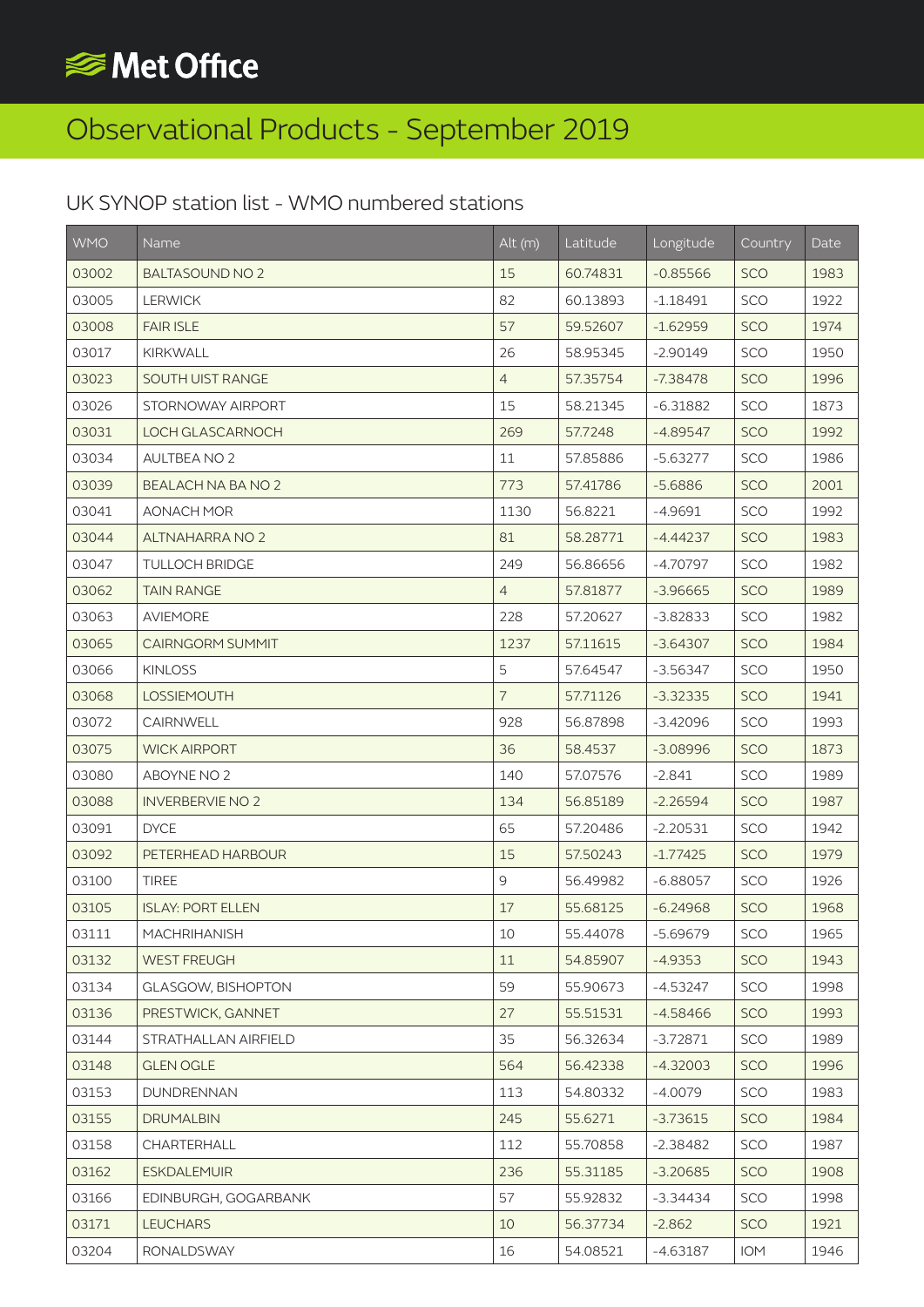# Met Office

# Observational Products - September 2019

## UK SYNOP station list - WMO numbered stations

| WMO | Name | Alt (m) | Latitude | Longitude | Country | Date |
|---|---|---|---|---|---|---|
| 03002 | BALTASOUND NO 2 | 15 | 60.74831 | -0.85566 | SCO | 1983 |
| 03005 | LERWICK | 82 | 60.13893 | -1.18491 | SCO | 1922 |
| 03008 | FAIR ISLE | 57 | 59.52607 | -1.62959 | SCO | 1974 |
| 03017 | KIRKWALL | 26 | 58.95345 | -2.90149 | SCO | 1950 |
| 03023 | SOUTH UIST RANGE | 4 | 57.35754 | -7.38478 | SCO | 1996 |
| 03026 | STORNOWAY AIRPORT | 15 | 58.21345 | -6.31882 | SCO | 1873 |
| 03031 | LOCH GLASCARNOCH | 269 | 57.7248 | -4.89547 | SCO | 1992 |
| 03034 | AULTBEA NO 2 | 11 | 57.85886 | -5.63277 | SCO | 1986 |
| 03039 | BEALACH NA BA NO 2 | 773 | 57.41786 | -5.6886 | SCO | 2001 |
| 03041 | AONACH MOR | 1130 | 56.8221 | -4.9691 | SCO | 1992 |
| 03044 | ALTNAHARRA NO 2 | 81 | 58.28771 | -4.44237 | SCO | 1983 |
| 03047 | TULLOCH BRIDGE | 249 | 56.86656 | -4.70797 | SCO | 1982 |
| 03062 | TAIN RANGE | 4 | 57.81877 | -3.96665 | SCO | 1989 |
| 03063 | AVIEMORE | 228 | 57.20627 | -3.82833 | SCO | 1982 |
| 03065 | CAIRNGORM SUMMIT | 1237 | 57.11615 | -3.64307 | SCO | 1984 |
| 03066 | KINLOSS | 5 | 57.64547 | -3.56347 | SCO | 1950 |
| 03068 | LOSSIEMOUTH | 7 | 57.71126 | -3.32335 | SCO | 1941 |
| 03072 | CAIRNWELL | 928 | 56.87898 | -3.42096 | SCO | 1993 |
| 03075 | WICK AIRPORT | 36 | 58.4537 | -3.08996 | SCO | 1873 |
| 03080 | ABOYNE NO 2 | 140 | 57.07576 | -2.841 | SCO | 1989 |
| 03088 | INVERBERVIE NO 2 | 134 | 56.85189 | -2.26594 | SCO | 1987 |
| 03091 | DYCE | 65 | 57.20486 | -2.20531 | SCO | 1942 |
| 03092 | PETERHEAD HARBOUR | 15 | 57.50243 | -1.77425 | SCO | 1979 |
| 03100 | TIREE | 9 | 56.49982 | -6.88057 | SCO | 1926 |
| 03105 | ISLAY: PORT ELLEN | 17 | 55.68125 | -6.24968 | SCO | 1968 |
| 03111 | MACHRIHANISH | 10 | 55.44078 | -5.69679 | SCO | 1965 |
| 03132 | WEST FREUGH | 11 | 54.85907 | -4.9353 | SCO | 1943 |
| 03134 | GLASGOW, BISHOPTON | 59 | 55.90673 | -4.53247 | SCO | 1998 |
| 03136 | PRESTWICK, GANNET | 27 | 55.51531 | -4.58466 | SCO | 1993 |
| 03144 | STRATHALLAN AIRFIELD | 35 | 56.32634 | -3.72871 | SCO | 1989 |
| 03148 | GLEN OGLE | 564 | 56.42338 | -4.32003 | SCO | 1996 |
| 03153 | DUNDRENNAN | 113 | 54.80332 | -4.0079 | SCO | 1983 |
| 03155 | DRUMALBIN | 245 | 55.6271 | -3.73615 | SCO | 1984 |
| 03158 | CHARTERHALL | 112 | 55.70858 | -2.38482 | SCO | 1987 |
| 03162 | ESKDALEMUIR | 236 | 55.31185 | -3.20685 | SCO | 1908 |
| 03166 | EDINBURGH, GOGARBANK | 57 | 55.92832 | -3.34434 | SCO | 1998 |
| 03171 | LEUCHARS | 10 | 56.37734 | -2.862 | SCO | 1921 |
| 03204 | RONALDSWAY | 16 | 54.08521 | -4.63187 | IOM | 1946 |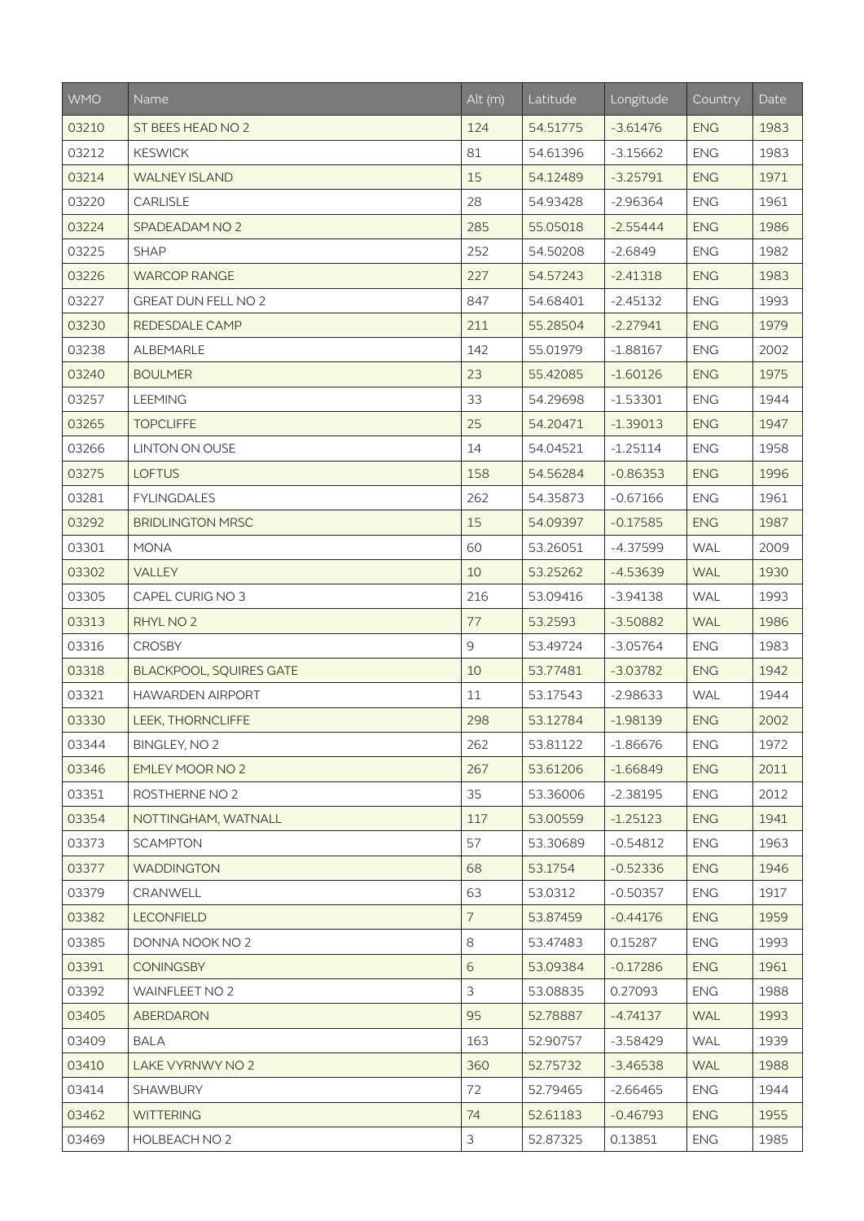| WMO | Name | Alt (m) | Latitude | Longitude | Country | Date |
| --- | --- | --- | --- | --- | --- | --- |
| 03210 | ST BEES HEAD NO 2 | 124 | 54.51775 | -3.61476 | ENG | 1983 |
| 03212 | KESWICK | 81 | 54.61396 | -3.15662 | ENG | 1983 |
| 03214 | WALNEY ISLAND | 15 | 54.12489 | -3.25791 | ENG | 1971 |
| 03220 | CARLISLE | 28 | 54.93428 | -2.96364 | ENG | 1961 |
| 03224 | SPADEADAM NO 2 | 285 | 55.05018 | -2.55444 | ENG | 1986 |
| 03225 | SHAP | 252 | 54.50208 | -2.6849 | ENG | 1982 |
| 03226 | WARCOP RANGE | 227 | 54.57243 | -2.41318 | ENG | 1983 |
| 03227 | GREAT DUN FELL NO 2 | 847 | 54.68401 | -2.45132 | ENG | 1993 |
| 03230 | REDESDALE CAMP | 211 | 55.28504 | -2.27941 | ENG | 1979 |
| 03238 | ALBEMARLE | 142 | 55.01979 | -1.88167 | ENG | 2002 |
| 03240 | BOULMER | 23 | 55.42085 | -1.60126 | ENG | 1975 |
| 03257 | LEEMING | 33 | 54.29698 | -1.53301 | ENG | 1944 |
| 03265 | TOPCLIFFE | 25 | 54.20471 | -1.39013 | ENG | 1947 |
| 03266 | LINTON ON OUSE | 14 | 54.04521 | -1.25114 | ENG | 1958 |
| 03275 | LOFTUS | 158 | 54.56284 | -0.86353 | ENG | 1996 |
| 03281 | FYLINGDALES | 262 | 54.35873 | -0.67166 | ENG | 1961 |
| 03292 | BRIDLINGTON MRSC | 15 | 54.09397 | -0.17585 | ENG | 1987 |
| 03301 | MONA | 60 | 53.26051 | -4.37599 | WAL | 2009 |
| 03302 | VALLEY | 10 | 53.25262 | -4.53639 | WAL | 1930 |
| 03305 | CAPEL CURIG NO 3 | 216 | 53.09416 | -3.94138 | WAL | 1993 |
| 03313 | RHYL NO 2 | 77 | 53.2593 | -3.50882 | WAL | 1986 |
| 03316 | CROSBY | 9 | 53.49724 | -3.05764 | ENG | 1983 |
| 03318 | BLACKPOOL, SQUIRES GATE | 10 | 53.77481 | -3.03782 | ENG | 1942 |
| 03321 | HAWARDEN AIRPORT | 11 | 53.17543 | -2.98633 | WAL | 1944 |
| 03330 | LEEK, THORNCLIFFE | 298 | 53.12784 | -1.98139 | ENG | 2002 |
| 03344 | BINGLEY, NO 2 | 262 | 53.81122 | -1.86676 | ENG | 1972 |
| 03346 | EMLEY MOOR NO 2 | 267 | 53.61206 | -1.66849 | ENG | 2011 |
| 03351 | ROSTHERNE NO 2 | 35 | 53.36006 | -2.38195 | ENG | 2012 |
| 03354 | NOTTINGHAM, WATNALL | 117 | 53.00559 | -1.25123 | ENG | 1941 |
| 03373 | SCAMPTON | 57 | 53.30689 | -0.54812 | ENG | 1963 |
| 03377 | WADDINGTON | 68 | 53.1754 | -0.52336 | ENG | 1946 |
| 03379 | CRANWELL | 63 | 53.0312 | -0.50357 | ENG | 1917 |
| 03382 | LECONFIELD | 7 | 53.87459 | -0.44176 | ENG | 1959 |
| 03385 | DONNA NOOK NO 2 | 8 | 53.47483 | 0.15287 | ENG | 1993 |
| 03391 | CONINGSBY | 6 | 53.09384 | -0.17286 | ENG | 1961 |
| 03392 | WAINFLEET NO 2 | 3 | 53.08835 | 0.27093 | ENG | 1988 |
| 03405 | ABERDARON | 95 | 52.78887 | -4.74137 | WAL | 1993 |
| 03409 | BALA | 163 | 52.90757 | -3.58429 | WAL | 1939 |
| 03410 | LAKE VYRNWY NO 2 | 360 | 52.75732 | -3.46538 | WAL | 1988 |
| 03414 | SHAWBURY | 72 | 52.79465 | -2.66465 | ENG | 1944 |
| 03462 | WITTERING | 74 | 52.61183 | -0.46793 | ENG | 1955 |
| 03469 | HOLBEACH NO 2 | 3 | 52.87325 | 0.13851 | ENG | 1985 |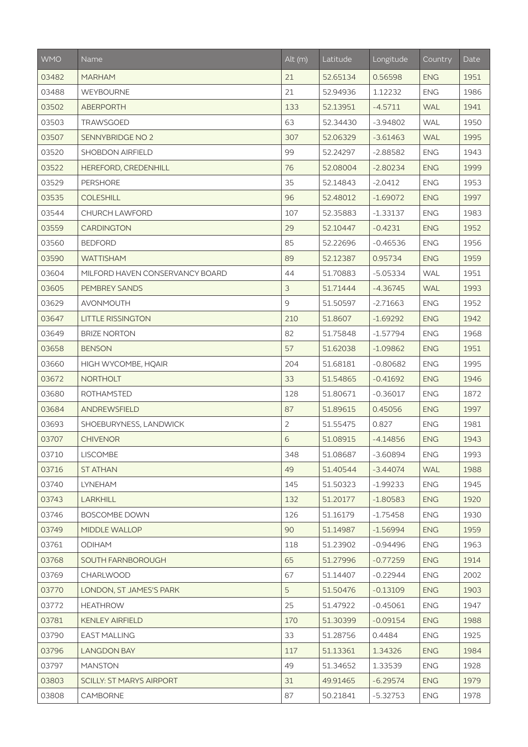| WMO | Name | Alt (m) | Latitude | Longitude | Country | Date |
|---|---|---|---|---|---|---|
| 03482 | MARHAM | 21 | 52.65134 | 0.56598 | ENG | 1951 |
| 03488 | WEYBOURNE | 21 | 52.94936 | 1.12232 | ENG | 1986 |
| 03502 | ABERPORTH | 133 | 52.13951 | -4.5711 | WAL | 1941 |
| 03503 | TRAWSGOED | 63 | 52.34430 | -3.94802 | WAL | 1950 |
| 03507 | SENNYBRIDGE NO 2 | 307 | 52.06329 | -3.61463 | WAL | 1995 |
| 03520 | SHOBDON AIRFIELD | 99 | 52.24297 | -2.88582 | ENG | 1943 |
| 03522 | HEREFORD, CREDENHILL | 76 | 52.08004 | -2.80234 | ENG | 1999 |
| 03529 | PERSHORE | 35 | 52.14843 | -2.0412 | ENG | 1953 |
| 03535 | COLESHILL | 96 | 52.48012 | -1.69072 | ENG | 1997 |
| 03544 | CHURCH LAWFORD | 107 | 52.35883 | -1.33137 | ENG | 1983 |
| 03559 | CARDINGTON | 29 | 52.10447 | -0.4231 | ENG | 1952 |
| 03560 | BEDFORD | 85 | 52.22696 | -0.46536 | ENG | 1956 |
| 03590 | WATTISHAM | 89 | 52.12387 | 0.95734 | ENG | 1959 |
| 03604 | MILFORD HAVEN CONSERVANCY BOARD | 44 | 51.70883 | -5.05334 | WAL | 1951 |
| 03605 | PEMBREY SANDS | 3 | 51.71444 | -4.36745 | WAL | 1993 |
| 03629 | AVONMOUTH | 9 | 51.50597 | -2.71663 | ENG | 1952 |
| 03647 | LITTLE RISSINGTON | 210 | 51.8607 | -1.69292 | ENG | 1942 |
| 03649 | BRIZE NORTON | 82 | 51.75848 | -1.57794 | ENG | 1968 |
| 03658 | BENSON | 57 | 51.62038 | -1.09862 | ENG | 1951 |
| 03660 | HIGH WYCOMBE, HQAIR | 204 | 51.68181 | -0.80682 | ENG | 1995 |
| 03672 | NORTHOLT | 33 | 51.54865 | -0.41692 | ENG | 1946 |
| 03680 | ROTHAMSTED | 128 | 51.80671 | -0.36017 | ENG | 1872 |
| 03684 | ANDREWSFIELD | 87 | 51.89615 | 0.45056 | ENG | 1997 |
| 03693 | SHOEBURYNESS, LANDWICK | 2 | 51.55475 | 0.827 | ENG | 1981 |
| 03707 | CHIVENOR | 6 | 51.08915 | -4.14856 | ENG | 1943 |
| 03710 | LISCOMBE | 348 | 51.08687 | -3.60894 | ENG | 1993 |
| 03716 | ST ATHAN | 49 | 51.40544 | -3.44074 | WAL | 1988 |
| 03740 | LYNEHAM | 145 | 51.50323 | -1.99233 | ENG | 1945 |
| 03743 | LARKHILL | 132 | 51.20177 | -1.80583 | ENG | 1920 |
| 03746 | BOSCOMBE DOWN | 126 | 51.16179 | -1.75458 | ENG | 1930 |
| 03749 | MIDDLE WALLOP | 90 | 51.14987 | -1.56994 | ENG | 1959 |
| 03761 | ODIHAM | 118 | 51.23902 | -0.94496 | ENG | 1963 |
| 03768 | SOUTH FARNBOROUGH | 65 | 51.27996 | -0.77259 | ENG | 1914 |
| 03769 | CHARLWOOD | 67 | 51.14407 | -0.22944 | ENG | 2002 |
| 03770 | LONDON, ST JAMES'S PARK | 5 | 51.50476 | -0.13109 | ENG | 1903 |
| 03772 | HEATHROW | 25 | 51.47922 | -0.45061 | ENG | 1947 |
| 03781 | KENLEY AIRFIELD | 170 | 51.30399 | -0.09154 | ENG | 1988 |
| 03790 | EAST MALLING | 33 | 51.28756 | 0.4484 | ENG | 1925 |
| 03796 | LANGDON BAY | 117 | 51.13361 | 1.34326 | ENG | 1984 |
| 03797 | MANSTON | 49 | 51.34652 | 1.33539 | ENG | 1928 |
| 03803 | SCILLY: ST MARYS AIRPORT | 31 | 49.91465 | -6.29574 | ENG | 1979 |
| 03808 | CAMBORNE | 87 | 50.21841 | -5.32753 | ENG | 1978 |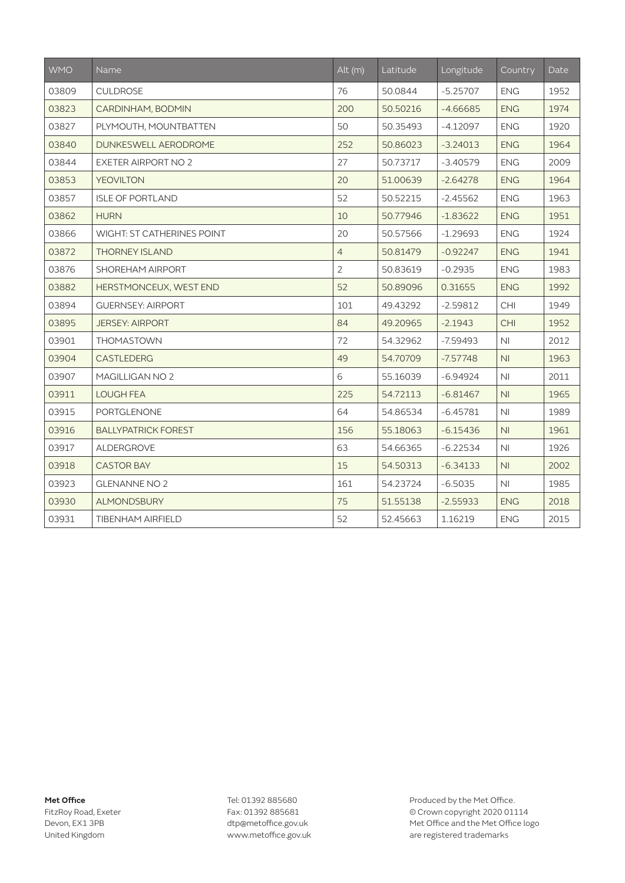| WMO | Name | Alt (m) | Latitude | Longitude | Country | Date |
|---|---|---|---|---|---|---|
| 03809 | CULDROSE | 76 | 50.0844 | -5.25707 | ENG | 1952 |
| 03823 | CARDINHAM, BODMIN | 200 | 50.50216 | -4.66685 | ENG | 1974 |
| 03827 | PLYMOUTH, MOUNTBATTEN | 50 | 50.35493 | -4.12097 | ENG | 1920 |
| 03840 | DUNKESWELL AERODROME | 252 | 50.86023 | -3.24013 | ENG | 1964 |
| 03844 | EXETER AIRPORT NO 2 | 27 | 50.73717 | -3.40579 | ENG | 2009 |
| 03853 | YEOVILTON | 20 | 51.00639 | -2.64278 | ENG | 1964 |
| 03857 | ISLE OF PORTLAND | 52 | 50.52215 | -2.45562 | ENG | 1963 |
| 03862 | HURN | 10 | 50.77946 | -1.83622 | ENG | 1951 |
| 03866 | WIGHT: ST CATHERINES POINT | 20 | 50.57566 | -1.29693 | ENG | 1924 |
| 03872 | THORNEY ISLAND | 4 | 50.81479 | -0.92247 | ENG | 1941 |
| 03876 | SHOREHAM AIRPORT | 2 | 50.83619 | -0.2935 | ENG | 1983 |
| 03882 | HERSTMONCEUX, WEST END | 52 | 50.89096 | 0.31655 | ENG | 1992 |
| 03894 | GUERNSEY: AIRPORT | 101 | 49.43292 | -2.59812 | CHI | 1949 |
| 03895 | JERSEY: AIRPORT | 84 | 49.20965 | -2.1943 | CHI | 1952 |
| 03901 | THOMASTOWN | 72 | 54.32962 | -7.59493 | NI | 2012 |
| 03904 | CASTLEDERG | 49 | 54.70709 | -7.57748 | NI | 1963 |
| 03907 | MAGILLIGAN NO 2 | 6 | 55.16039 | -6.94924 | NI | 2011 |
| 03911 | LOUGH FEA | 225 | 54.72113 | -6.81467 | NI | 1965 |
| 03915 | PORTGLENONE | 64 | 54.86534 | -6.45781 | NI | 1989 |
| 03916 | BALLYPATRICK FOREST | 156 | 55.18063 | -6.15436 | NI | 1961 |
| 03917 | ALDERGROVE | 63 | 54.66365 | -6.22534 | NI | 1926 |
| 03918 | CASTOR BAY | 15 | 54.50313 | -6.34133 | NI | 2002 |
| 03923 | GLENANNE NO 2 | 161 | 54.23724 | -6.5035 | NI | 1985 |
| 03930 | ALMONDSBURY | 75 | 51.55138 | -2.55933 | ENG | 2018 |
| 03931 | TIBENHAM AIRFIELD | 52 | 52.45663 | 1.16219 | ENG | 2015 |

**Met Office**
FitzRoy Road, Exeter
Devon, EX1 3PB
United Kingdom

Tel: 01392 885680
Fax: 01392 885681
dtp@metoffice.gov.uk
www.metoffice.gov.uk

Produced by the Met Office.
© Crown copyright 2020 01114
Met Office and the Met Office logo
are registered trademarks